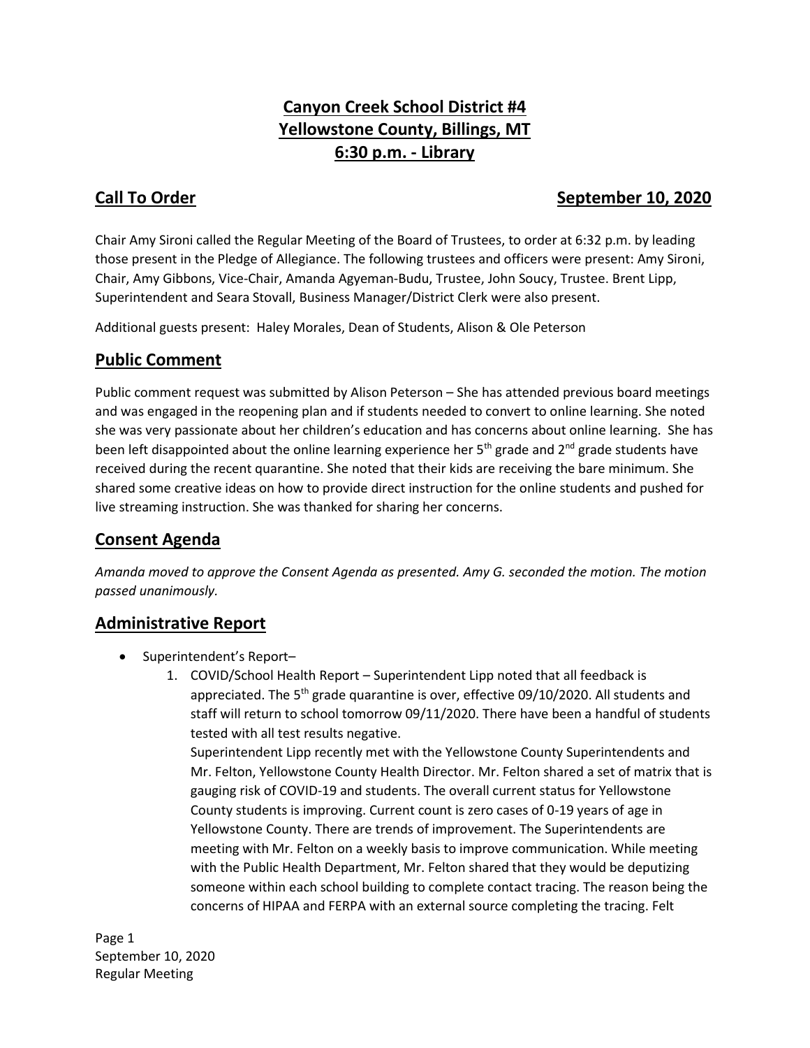# Canyon Creek School District #4
# Yellowstone County, Billings, MT
# 6:30 p.m. - Library

## Call To Order — September 10, 2020

Chair Amy Sironi called the Regular Meeting of the Board of Trustees, to order at 6:32 p.m. by leading those present in the Pledge of Allegiance. The following trustees and officers were present: Amy Sironi, Chair, Amy Gibbons, Vice-Chair, Amanda Agyeman-Budu, Trustee, John Soucy, Trustee. Brent Lipp, Superintendent and Seara Stovall, Business Manager/District Clerk were also present.

Additional guests present: Haley Morales, Dean of Students, Alison & Ole Peterson

## Public Comment

Public comment request was submitted by Alison Peterson – She has attended previous board meetings and was engaged in the reopening plan and if students needed to convert to online learning. She noted she was very passionate about her children's education and has concerns about online learning. She has been left disappointed about the online learning experience her 5th grade and 2nd grade students have received during the recent quarantine. She noted that their kids are receiving the bare minimum. She shared some creative ideas on how to provide direct instruction for the online students and pushed for live streaming instruction. She was thanked for sharing her concerns.

## Consent Agenda

*Amanda moved to approve the Consent Agenda as presented. Amy G. seconded the motion. The motion passed unanimously.*

## Administrative Report

- Superintendent's Report–
  1. COVID/School Health Report – Superintendent Lipp noted that all feedback is appreciated. The 5th grade quarantine is over, effective 09/10/2020. All students and staff will return to school tomorrow 09/11/2020. There have been a handful of students tested with all test results negative.
     Superintendent Lipp recently met with the Yellowstone County Superintendents and Mr. Felton, Yellowstone County Health Director. Mr. Felton shared a set of matrix that is gauging risk of COVID-19 and students. The overall current status for Yellowstone County students is improving. Current count is zero cases of 0-19 years of age in Yellowstone County. There are trends of improvement. The Superintendents are meeting with Mr. Felton on a weekly basis to improve communication. While meeting with the Public Health Department, Mr. Felton shared that they would be deputizing someone within each school building to complete contact tracing. The reason being the concerns of HIPAA and FERPA with an external source completing the tracing. Felt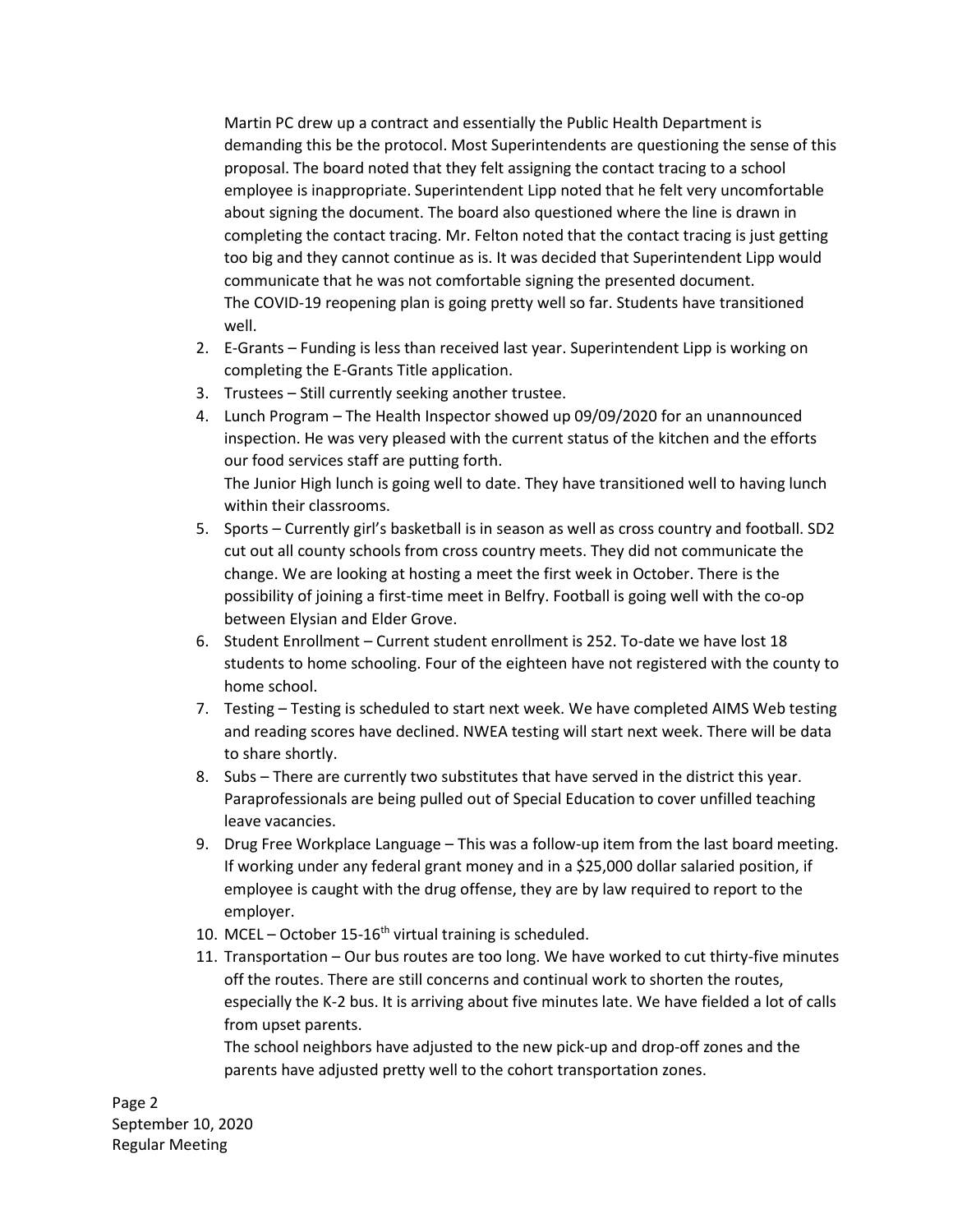Martin PC drew up a contract and essentially the Public Health Department is demanding this be the protocol. Most Superintendents are questioning the sense of this proposal. The board noted that they felt assigning the contact tracing to a school employee is inappropriate. Superintendent Lipp noted that he felt very uncomfortable about signing the document. The board also questioned where the line is drawn in completing the contact tracing. Mr. Felton noted that the contact tracing is just getting too big and they cannot continue as is. It was decided that Superintendent Lipp would communicate that he was not comfortable signing the presented document.
The COVID-19 reopening plan is going pretty well so far. Students have transitioned well.

2. E-Grants – Funding is less than received last year. Superintendent Lipp is working on completing the E-Grants Title application.
3. Trustees – Still currently seeking another trustee.
4. Lunch Program – The Health Inspector showed up 09/09/2020 for an unannounced inspection. He was very pleased with the current status of the kitchen and the efforts our food services staff are putting forth.
   The Junior High lunch is going well to date. They have transitioned well to having lunch within their classrooms.
5. Sports – Currently girl's basketball is in season as well as cross country and football. SD2 cut out all county schools from cross country meets. They did not communicate the change. We are looking at hosting a meet the first week in October. There is the possibility of joining a first-time meet in Belfry. Football is going well with the co-op between Elysian and Elder Grove.
6. Student Enrollment – Current student enrollment is 252. To-date we have lost 18 students to home schooling. Four of the eighteen have not registered with the county to home school.
7. Testing – Testing is scheduled to start next week. We have completed AIMS Web testing and reading scores have declined. NWEA testing will start next week. There will be data to share shortly.
8. Subs – There are currently two substitutes that have served in the district this year. Paraprofessionals are being pulled out of Special Education to cover unfilled teaching leave vacancies.
9. Drug Free Workplace Language – This was a follow-up item from the last board meeting. If working under any federal grant money and in a $25,000 dollar salaried position, if employee is caught with the drug offense, they are by law required to report to the employer.
10. MCEL – October 15-16th virtual training is scheduled.
11. Transportation – Our bus routes are too long. We have worked to cut thirty-five minutes off the routes. There are still concerns and continual work to shorten the routes, especially the K-2 bus. It is arriving about five minutes late. We have fielded a lot of calls from upset parents.
    The school neighbors have adjusted to the new pick-up and drop-off zones and the parents have adjusted pretty well to the cohort transportation zones.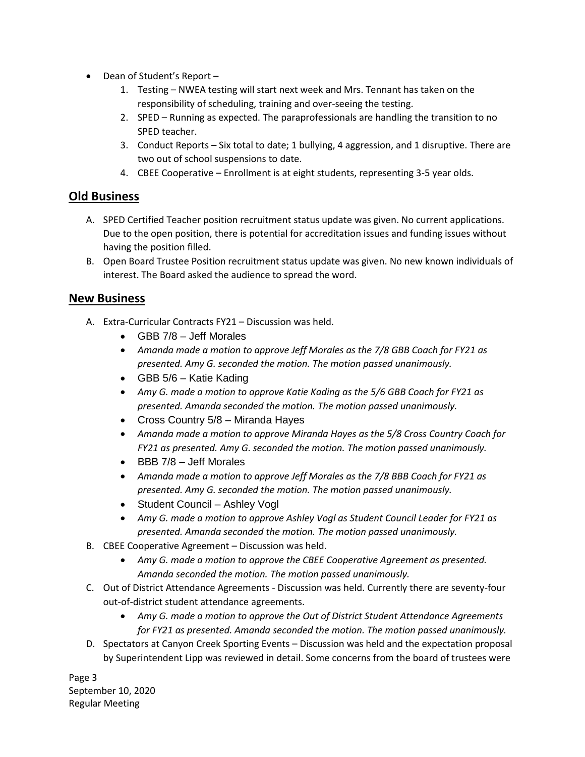- Dean of Student's Report –
  1. Testing – NWEA testing will start next week and Mrs. Tennant has taken on the responsibility of scheduling, training and over-seeing the testing.
  2. SPED – Running as expected. The paraprofessionals are handling the transition to no SPED teacher.
  3. Conduct Reports – Six total to date; 1 bullying, 4 aggression, and 1 disruptive. There are two out of school suspensions to date.
  4. CBEE Cooperative – Enrollment is at eight students, representing 3-5 year olds.

## Old Business

A. SPED Certified Teacher position recruitment status update was given. No current applications. Due to the open position, there is potential for accreditation issues and funding issues without having the position filled.

B. Open Board Trustee Position recruitment status update was given. No new known individuals of interest. The Board asked the audience to spread the word.

## New Business

A. Extra-Curricular Contracts FY21 – Discussion was held.
   - GBB 7/8 – Jeff Morales
   - *Amanda made a motion to approve Jeff Morales as the 7/8 GBB Coach for FY21 as presented. Amy G. seconded the motion. The motion passed unanimously.*
   - GBB 5/6 – Katie Kading
   - *Amy G. made a motion to approve Katie Kading as the 5/6 GBB Coach for FY21 as presented. Amanda seconded the motion. The motion passed unanimously.*
   - Cross Country 5/8 – Miranda Hayes
   - *Amanda made a motion to approve Miranda Hayes as the 5/8 Cross Country Coach for FY21 as presented. Amy G. seconded the motion. The motion passed unanimously.*
   - BBB 7/8 – Jeff Morales
   - *Amanda made a motion to approve Jeff Morales as the 7/8 BBB Coach for FY21 as presented. Amy G. seconded the motion. The motion passed unanimously.*
   - Student Council – Ashley Vogl
   - *Amy G. made a motion to approve Ashley Vogl as Student Council Leader for FY21 as presented. Amanda seconded the motion. The motion passed unanimously.*

B. CBEE Cooperative Agreement – Discussion was held.
   - *Amy G. made a motion to approve the CBEE Cooperative Agreement as presented. Amanda seconded the motion. The motion passed unanimously.*

C. Out of District Attendance Agreements - Discussion was held. Currently there are seventy-four out-of-district student attendance agreements.
   - *Amy G. made a motion to approve the Out of District Student Attendance Agreements for FY21 as presented. Amanda seconded the motion. The motion passed unanimously.*

D. Spectators at Canyon Creek Sporting Events – Discussion was held and the expectation proposal by Superintendent Lipp was reviewed in detail. Some concerns from the board of trustees were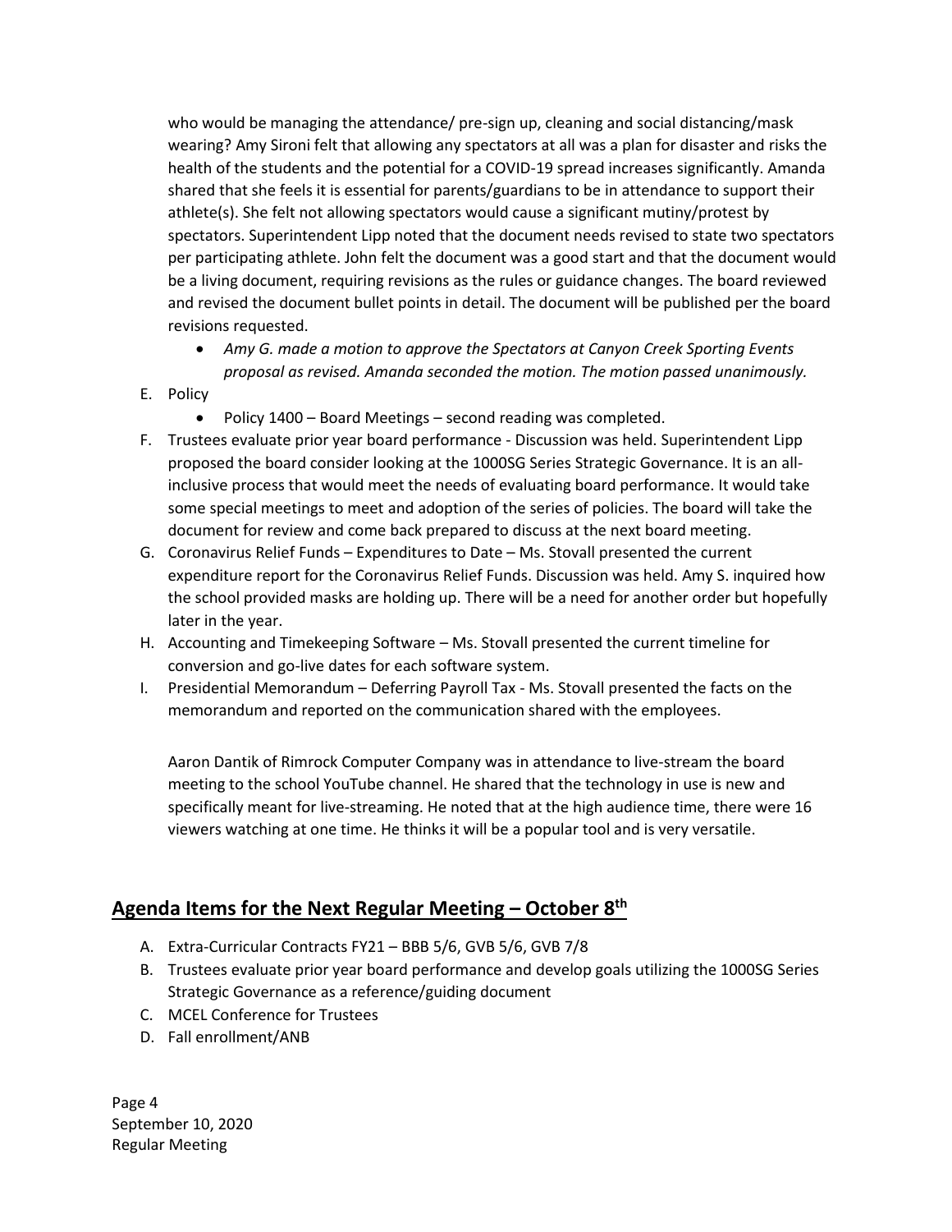who would be managing the attendance/ pre-sign up, cleaning and social distancing/mask wearing? Amy Sironi felt that allowing any spectators at all was a plan for disaster and risks the health of the students and the potential for a COVID-19 spread increases significantly. Amanda shared that she feels it is essential for parents/guardians to be in attendance to support their athlete(s). She felt not allowing spectators would cause a significant mutiny/protest by spectators. Superintendent Lipp noted that the document needs revised to state two spectators per participating athlete. John felt the document was a good start and that the document would be a living document, requiring revisions as the rules or guidance changes. The board reviewed and revised the document bullet points in detail. The document will be published per the board revisions requested.

- *Amy G. made a motion to approve the Spectators at Canyon Creek Sporting Events proposal as revised. Amanda seconded the motion. The motion passed unanimously.*

E. Policy
   - Policy 1400 – Board Meetings – second reading was completed.

F. Trustees evaluate prior year board performance - Discussion was held. Superintendent Lipp proposed the board consider looking at the 1000SG Series Strategic Governance. It is an all-inclusive process that would meet the needs of evaluating board performance. It would take some special meetings to meet and adoption of the series of policies. The board will take the document for review and come back prepared to discuss at the next board meeting.

G. Coronavirus Relief Funds – Expenditures to Date – Ms. Stovall presented the current expenditure report for the Coronavirus Relief Funds. Discussion was held. Amy S. inquired how the school provided masks are holding up. There will be a need for another order but hopefully later in the year.

H. Accounting and Timekeeping Software – Ms. Stovall presented the current timeline for conversion and go-live dates for each software system.

I. Presidential Memorandum – Deferring Payroll Tax - Ms. Stovall presented the facts on the memorandum and reported on the communication shared with the employees.

Aaron Dantik of Rimrock Computer Company was in attendance to live-stream the board meeting to the school YouTube channel. He shared that the technology in use is new and specifically meant for live-streaming. He noted that at the high audience time, there were 16 viewers watching at one time. He thinks it will be a popular tool and is very versatile.

## Agenda Items for the Next Regular Meeting – October 8th

A. Extra-Curricular Contracts FY21 – BBB 5/6, GVB 5/6, GVB 7/8
B. Trustees evaluate prior year board performance and develop goals utilizing the 1000SG Series Strategic Governance as a reference/guiding document
C. MCEL Conference for Trustees
D. Fall enrollment/ANB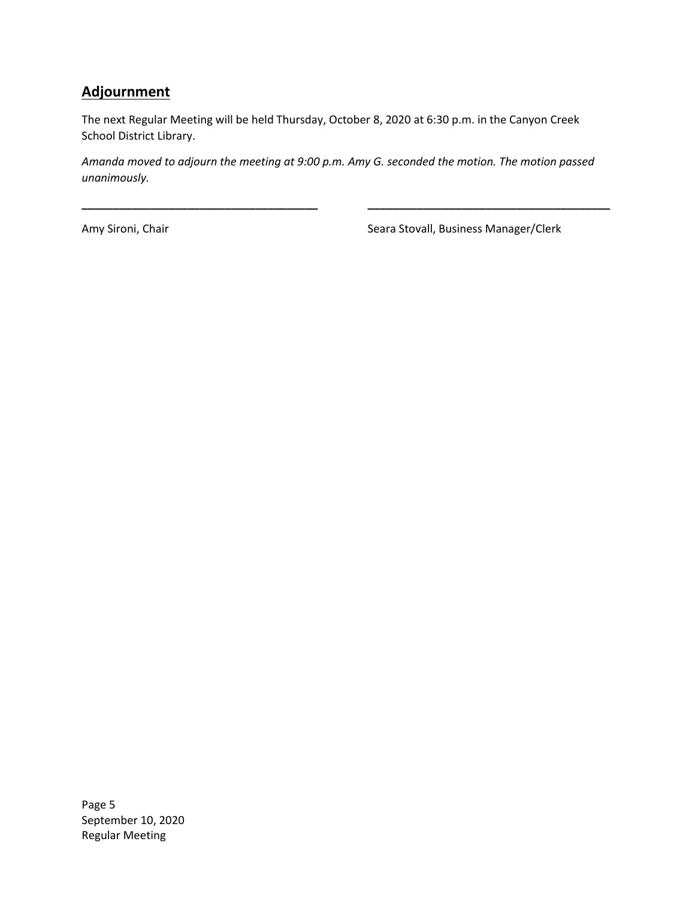## **Adjournment**

The next Regular Meeting will be held Thursday, October 8, 2020 at 6:30 p.m. in the Canyon Creek School District Library.

*Amanda moved to adjourn the meeting at 9:00 p.m. Amy G. seconded the motion. The motion passed unanimously.*

| | |
|---|---|
| ______________________________________ | ______________________________________ |
| Amy Sironi, Chair | Seara Stovall, Business Manager/Clerk |